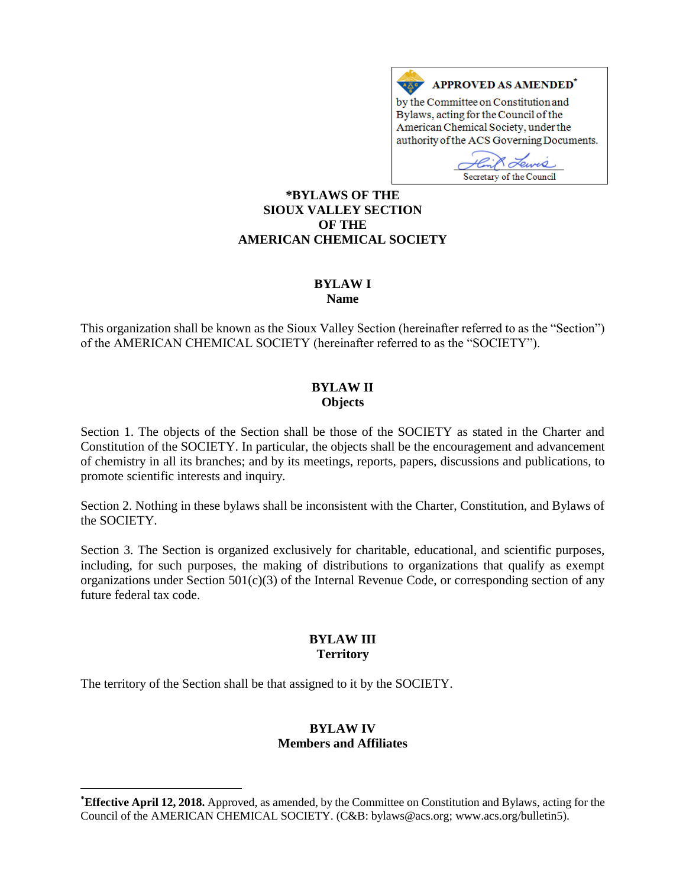APPROVED AS AMENDED[*]

by the Committee on Constitution and Bylaws, acting for the Council of the American Chemical Society, under the authority of the ACS Governing Documents.

Secretary of the Council

# *BYLAWS OF THE SIOUX VALLEY SECTION OF THE AMERICAN CHEMICAL SOCIETY

## BYLAW I
## Name

This organization shall be known as the Sioux Valley Section (hereinafter referred to as the "Section") of the AMERICAN CHEMICAL SOCIETY (hereinafter referred to as the "SOCIETY").

## BYLAW II
## Objects

Section 1. The objects of the Section shall be those of the SOCIETY as stated in the Charter and Constitution of the SOCIETY. In particular, the objects shall be the encouragement and advancement of chemistry in all its branches; and by its meetings, reports, papers, discussions and publications, to promote scientific interests and inquiry.

Section 2. Nothing in these bylaws shall be inconsistent with the Charter, Constitution, and Bylaws of the SOCIETY.

Section 3. The Section is organized exclusively for charitable, educational, and scientific purposes, including, for such purposes, the making of distributions to organizations that qualify as exempt organizations under Section 501(c)(3) of the Internal Revenue Code, or corresponding section of any future federal tax code.

## BYLAW III
## Territory

The territory of the Section shall be that assigned to it by the SOCIETY.

## BYLAW IV
## Members and Affiliates

---

[*]**Effective April 12, 2018.** Approved, as amended, by the Committee on Constitution and Bylaws, acting for the Council of the AMERICAN CHEMICAL SOCIETY. (C&B: bylaws@acs.org; www.acs.org/bulletin5).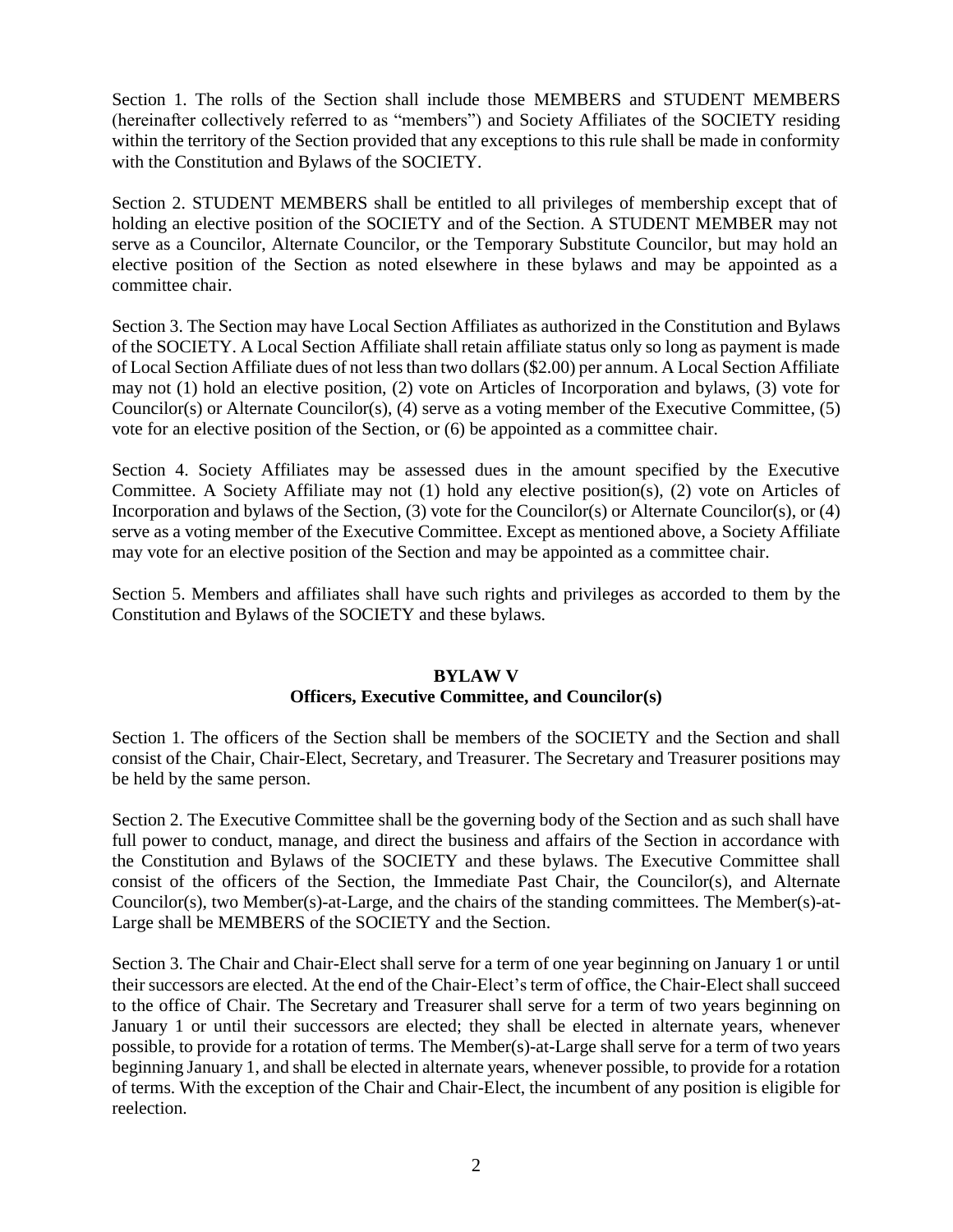Section 1. The rolls of the Section shall include those MEMBERS and STUDENT MEMBERS (hereinafter collectively referred to as "members") and Society Affiliates of the SOCIETY residing within the territory of the Section provided that any exceptions to this rule shall be made in conformity with the Constitution and Bylaws of the SOCIETY.

Section 2. STUDENT MEMBERS shall be entitled to all privileges of membership except that of holding an elective position of the SOCIETY and of the Section. A STUDENT MEMBER may not serve as a Councilor, Alternate Councilor, or the Temporary Substitute Councilor, but may hold an elective position of the Section as noted elsewhere in these bylaws and may be appointed as a committee chair.

Section 3. The Section may have Local Section Affiliates as authorized in the Constitution and Bylaws of the SOCIETY. A Local Section Affiliate shall retain affiliate status only so long as payment is made of Local Section Affiliate dues of not less than two dollars ($2.00) per annum. A Local Section Affiliate may not (1) hold an elective position, (2) vote on Articles of Incorporation and bylaws, (3) vote for Councilor(s) or Alternate Councilor(s), (4) serve as a voting member of the Executive Committee, (5) vote for an elective position of the Section, or (6) be appointed as a committee chair.

Section 4. Society Affiliates may be assessed dues in the amount specified by the Executive Committee. A Society Affiliate may not (1) hold any elective position(s), (2) vote on Articles of Incorporation and bylaws of the Section, (3) vote for the Councilor(s) or Alternate Councilor(s), or (4) serve as a voting member of the Executive Committee. Except as mentioned above, a Society Affiliate may vote for an elective position of the Section and may be appointed as a committee chair.

Section 5. Members and affiliates shall have such rights and privileges as accorded to them by the Constitution and Bylaws of the SOCIETY and these bylaws.

## BYLAW V
## Officers, Executive Committee, and Councilor(s)

Section 1. The officers of the Section shall be members of the SOCIETY and the Section and shall consist of the Chair, Chair-Elect, Secretary, and Treasurer. The Secretary and Treasurer positions may be held by the same person.

Section 2. The Executive Committee shall be the governing body of the Section and as such shall have full power to conduct, manage, and direct the business and affairs of the Section in accordance with the Constitution and Bylaws of the SOCIETY and these bylaws. The Executive Committee shall consist of the officers of the Section, the Immediate Past Chair, the Councilor(s), and Alternate Councilor(s), two Member(s)-at-Large, and the chairs of the standing committees. The Member(s)-at-Large shall be MEMBERS of the SOCIETY and the Section.

Section 3. The Chair and Chair-Elect shall serve for a term of one year beginning on January 1 or until their successors are elected. At the end of the Chair-Elect's term of office, the Chair-Elect shall succeed to the office of Chair. The Secretary and Treasurer shall serve for a term of two years beginning on January 1 or until their successors are elected; they shall be elected in alternate years, whenever possible, to provide for a rotation of terms. The Member(s)-at-Large shall serve for a term of two years beginning January 1, and shall be elected in alternate years, whenever possible, to provide for a rotation of terms. With the exception of the Chair and Chair-Elect, the incumbent of any position is eligible for reelection.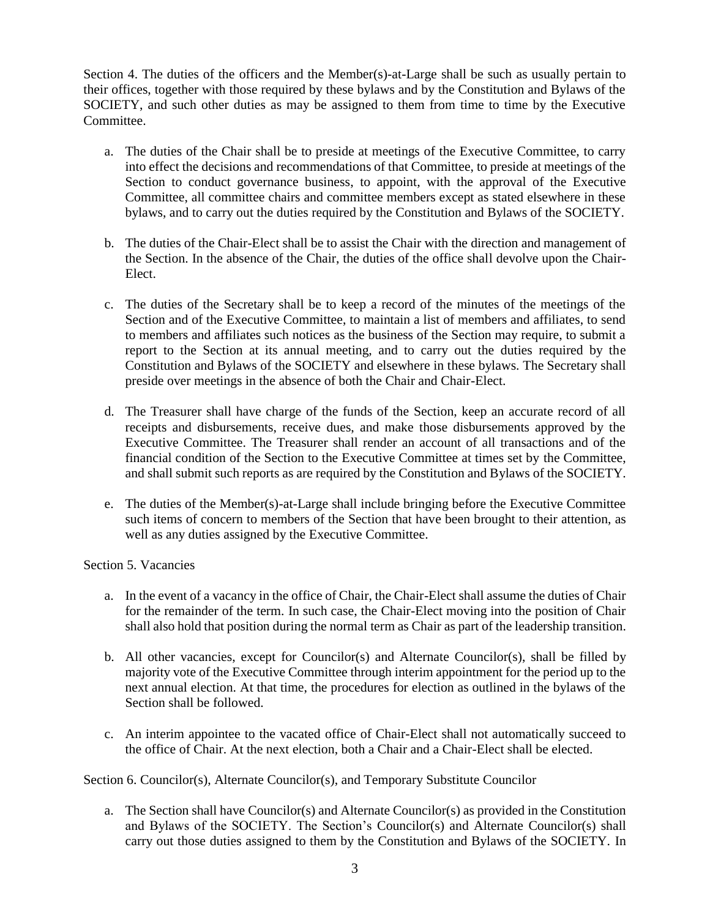Section 4. The duties of the officers and the Member(s)-at-Large shall be such as usually pertain to their offices, together with those required by these bylaws and by the Constitution and Bylaws of the SOCIETY, and such other duties as may be assigned to them from time to time by the Executive Committee.

a. The duties of the Chair shall be to preside at meetings of the Executive Committee, to carry into effect the decisions and recommendations of that Committee, to preside at meetings of the Section to conduct governance business, to appoint, with the approval of the Executive Committee, all committee chairs and committee members except as stated elsewhere in these bylaws, and to carry out the duties required by the Constitution and Bylaws of the SOCIETY.

b. The duties of the Chair-Elect shall be to assist the Chair with the direction and management of the Section. In the absence of the Chair, the duties of the office shall devolve upon the Chair-Elect.

c. The duties of the Secretary shall be to keep a record of the minutes of the meetings of the Section and of the Executive Committee, to maintain a list of members and affiliates, to send to members and affiliates such notices as the business of the Section may require, to submit a report to the Section at its annual meeting, and to carry out the duties required by the Constitution and Bylaws of the SOCIETY and elsewhere in these bylaws. The Secretary shall preside over meetings in the absence of both the Chair and Chair-Elect.

d. The Treasurer shall have charge of the funds of the Section, keep an accurate record of all receipts and disbursements, receive dues, and make those disbursements approved by the Executive Committee. The Treasurer shall render an account of all transactions and of the financial condition of the Section to the Executive Committee at times set by the Committee, and shall submit such reports as are required by the Constitution and Bylaws of the SOCIETY.

e. The duties of the Member(s)-at-Large shall include bringing before the Executive Committee such items of concern to members of the Section that have been brought to their attention, as well as any duties assigned by the Executive Committee.

Section 5. Vacancies

a. In the event of a vacancy in the office of Chair, the Chair-Elect shall assume the duties of Chair for the remainder of the term. In such case, the Chair-Elect moving into the position of Chair shall also hold that position during the normal term as Chair as part of the leadership transition.

b. All other vacancies, except for Councilor(s) and Alternate Councilor(s), shall be filled by majority vote of the Executive Committee through interim appointment for the period up to the next annual election. At that time, the procedures for election as outlined in the bylaws of the Section shall be followed.

c. An interim appointee to the vacated office of Chair-Elect shall not automatically succeed to the office of Chair. At the next election, both a Chair and a Chair-Elect shall be elected.

Section 6. Councilor(s), Alternate Councilor(s), and Temporary Substitute Councilor

a. The Section shall have Councilor(s) and Alternate Councilor(s) as provided in the Constitution and Bylaws of the SOCIETY. The Section's Councilor(s) and Alternate Councilor(s) shall carry out those duties assigned to them by the Constitution and Bylaws of the SOCIETY. In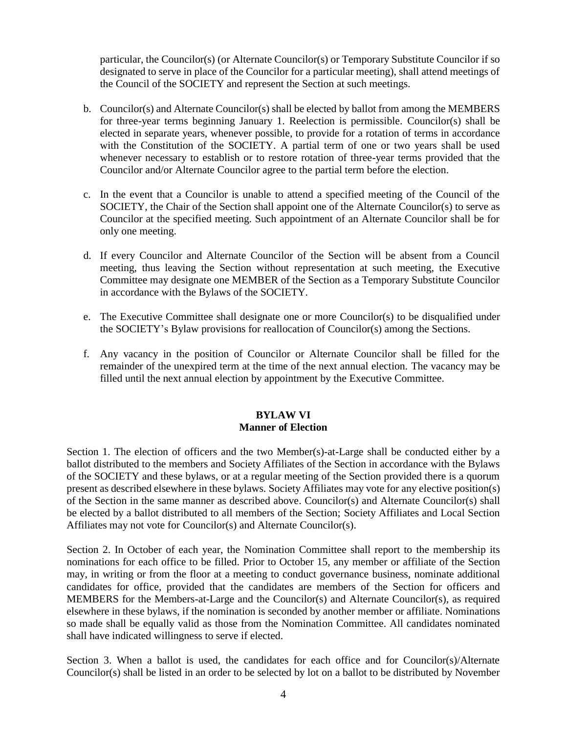particular, the Councilor(s) (or Alternate Councilor(s) or Temporary Substitute Councilor if so designated to serve in place of the Councilor for a particular meeting), shall attend meetings of the Council of the SOCIETY and represent the Section at such meetings.

b. Councilor(s) and Alternate Councilor(s) shall be elected by ballot from among the MEMBERS for three-year terms beginning January 1. Reelection is permissible. Councilor(s) shall be elected in separate years, whenever possible, to provide for a rotation of terms in accordance with the Constitution of the SOCIETY. A partial term of one or two years shall be used whenever necessary to establish or to restore rotation of three-year terms provided that the Councilor and/or Alternate Councilor agree to the partial term before the election.

c. In the event that a Councilor is unable to attend a specified meeting of the Council of the SOCIETY, the Chair of the Section shall appoint one of the Alternate Councilor(s) to serve as Councilor at the specified meeting. Such appointment of an Alternate Councilor shall be for only one meeting.

d. If every Councilor and Alternate Councilor of the Section will be absent from a Council meeting, thus leaving the Section without representation at such meeting, the Executive Committee may designate one MEMBER of the Section as a Temporary Substitute Councilor in accordance with the Bylaws of the SOCIETY.

e. The Executive Committee shall designate one or more Councilor(s) to be disqualified under the SOCIETY's Bylaw provisions for reallocation of Councilor(s) among the Sections.

f. Any vacancy in the position of Councilor or Alternate Councilor shall be filled for the remainder of the unexpired term at the time of the next annual election. The vacancy may be filled until the next annual election by appointment by the Executive Committee.

## BYLAW VI
## Manner of Election

Section 1. The election of officers and the two Member(s)-at-Large shall be conducted either by a ballot distributed to the members and Society Affiliates of the Section in accordance with the Bylaws of the SOCIETY and these bylaws, or at a regular meeting of the Section provided there is a quorum present as described elsewhere in these bylaws. Society Affiliates may vote for any elective position(s) of the Section in the same manner as described above. Councilor(s) and Alternate Councilor(s) shall be elected by a ballot distributed to all members of the Section; Society Affiliates and Local Section Affiliates may not vote for Councilor(s) and Alternate Councilor(s).

Section 2. In October of each year, the Nomination Committee shall report to the membership its nominations for each office to be filled. Prior to October 15, any member or affiliate of the Section may, in writing or from the floor at a meeting to conduct governance business, nominate additional candidates for office, provided that the candidates are members of the Section for officers and MEMBERS for the Members-at-Large and the Councilor(s) and Alternate Councilor(s), as required elsewhere in these bylaws, if the nomination is seconded by another member or affiliate. Nominations so made shall be equally valid as those from the Nomination Committee. All candidates nominated shall have indicated willingness to serve if elected.

Section 3. When a ballot is used, the candidates for each office and for Councilor(s)/Alternate Councilor(s) shall be listed in an order to be selected by lot on a ballot to be distributed by November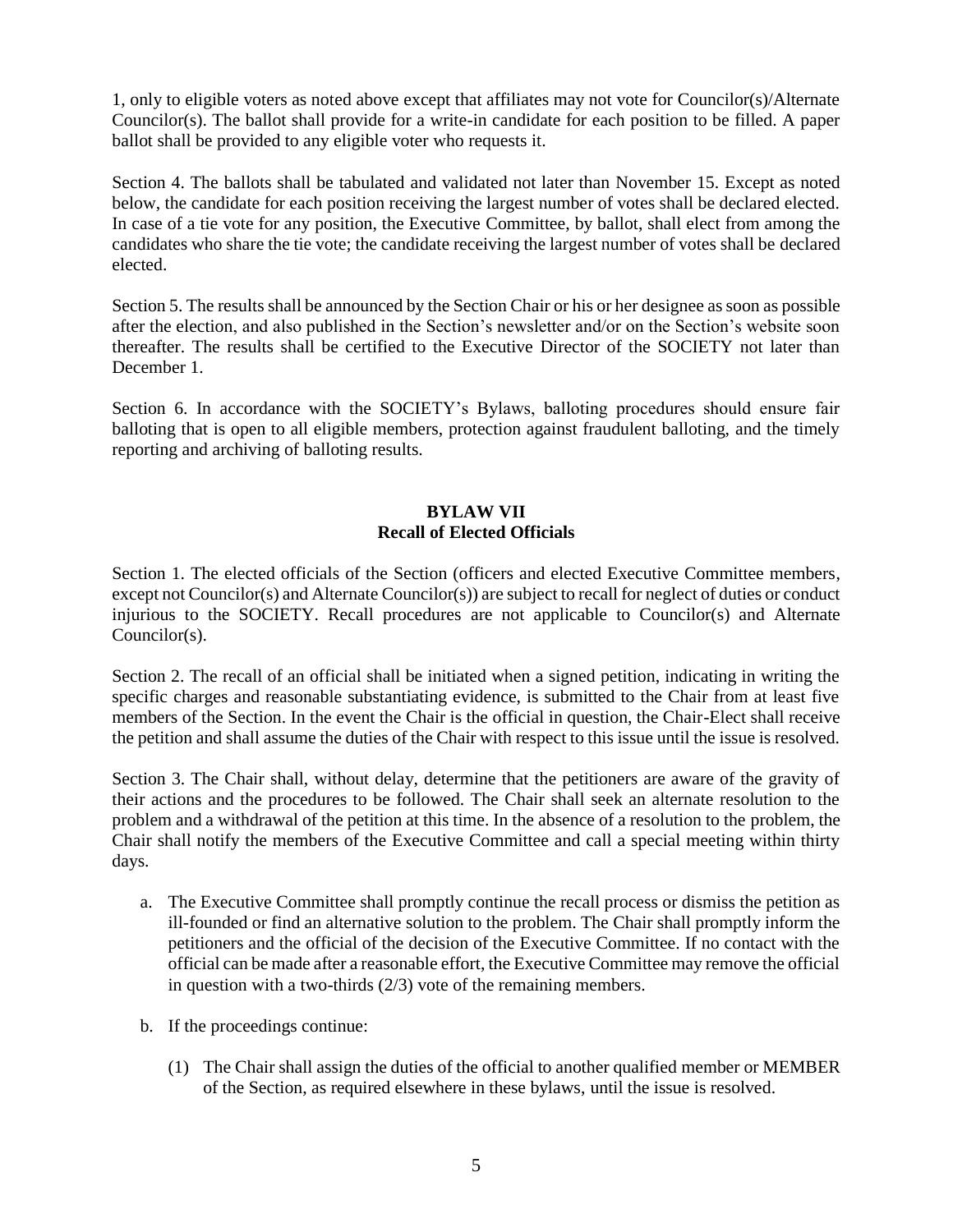1, only to eligible voters as noted above except that affiliates may not vote for Councilor(s)/Alternate Councilor(s). The ballot shall provide for a write-in candidate for each position to be filled. A paper ballot shall be provided to any eligible voter who requests it.

Section 4. The ballots shall be tabulated and validated not later than November 15. Except as noted below, the candidate for each position receiving the largest number of votes shall be declared elected. In case of a tie vote for any position, the Executive Committee, by ballot, shall elect from among the candidates who share the tie vote; the candidate receiving the largest number of votes shall be declared elected.

Section 5. The results shall be announced by the Section Chair or his or her designee as soon as possible after the election, and also published in the Section's newsletter and/or on the Section's website soon thereafter. The results shall be certified to the Executive Director of the SOCIETY not later than December 1.

Section 6. In accordance with the SOCIETY's Bylaws, balloting procedures should ensure fair balloting that is open to all eligible members, protection against fraudulent balloting, and the timely reporting and archiving of balloting results.

## BYLAW VII
## Recall of Elected Officials

Section 1. The elected officials of the Section (officers and elected Executive Committee members, except not Councilor(s) and Alternate Councilor(s)) are subject to recall for neglect of duties or conduct injurious to the SOCIETY. Recall procedures are not applicable to Councilor(s) and Alternate Councilor(s).

Section 2. The recall of an official shall be initiated when a signed petition, indicating in writing the specific charges and reasonable substantiating evidence, is submitted to the Chair from at least five members of the Section. In the event the Chair is the official in question, the Chair-Elect shall receive the petition and shall assume the duties of the Chair with respect to this issue until the issue is resolved.

Section 3. The Chair shall, without delay, determine that the petitioners are aware of the gravity of their actions and the procedures to be followed. The Chair shall seek an alternate resolution to the problem and a withdrawal of the petition at this time. In the absence of a resolution to the problem, the Chair shall notify the members of the Executive Committee and call a special meeting within thirty days.

a. The Executive Committee shall promptly continue the recall process or dismiss the petition as ill-founded or find an alternative solution to the problem. The Chair shall promptly inform the petitioners and the official of the decision of the Executive Committee. If no contact with the official can be made after a reasonable effort, the Executive Committee may remove the official in question with a two-thirds (2/3) vote of the remaining members.

b. If the proceedings continue:

   (1) The Chair shall assign the duties of the official to another qualified member or MEMBER of the Section, as required elsewhere in these bylaws, until the issue is resolved.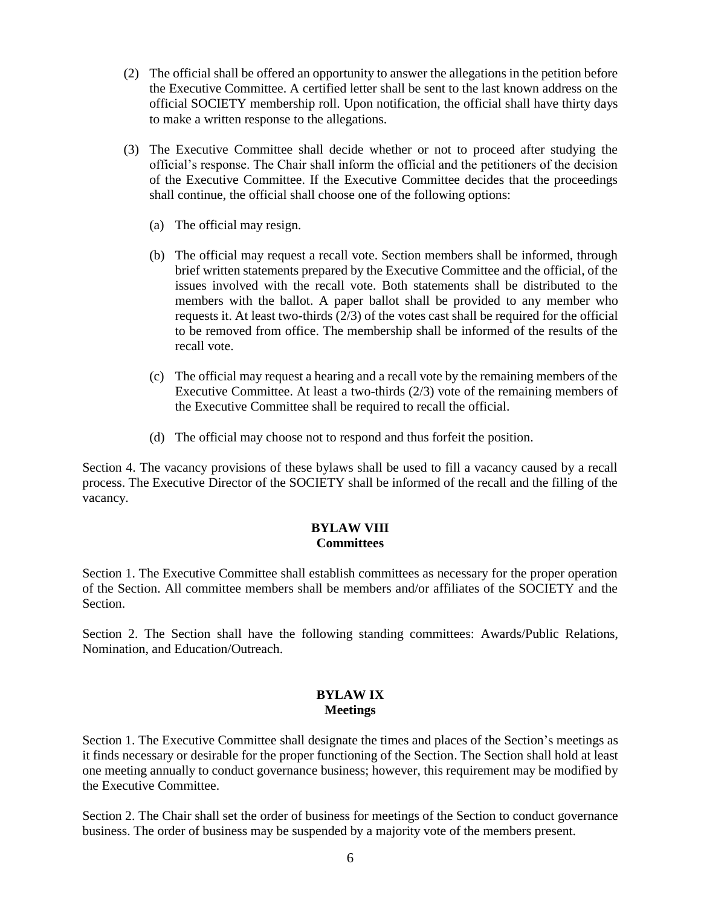(2) The official shall be offered an opportunity to answer the allegations in the petition before the Executive Committee. A certified letter shall be sent to the last known address on the official SOCIETY membership roll. Upon notification, the official shall have thirty days to make a written response to the allegations.

(3) The Executive Committee shall decide whether or not to proceed after studying the official's response. The Chair shall inform the official and the petitioners of the decision of the Executive Committee. If the Executive Committee decides that the proceedings shall continue, the official shall choose one of the following options:

   (a) The official may resign.

   (b) The official may request a recall vote. Section members shall be informed, through brief written statements prepared by the Executive Committee and the official, of the issues involved with the recall vote. Both statements shall be distributed to the members with the ballot. A paper ballot shall be provided to any member who requests it. At least two-thirds (2/3) of the votes cast shall be required for the official to be removed from office. The membership shall be informed of the results of the recall vote.

   (c) The official may request a hearing and a recall vote by the remaining members of the Executive Committee. At least a two-thirds (2/3) vote of the remaining members of the Executive Committee shall be required to recall the official.

   (d) The official may choose not to respond and thus forfeit the position.

Section 4. The vacancy provisions of these bylaws shall be used to fill a vacancy caused by a recall process. The Executive Director of the SOCIETY shall be informed of the recall and the filling of the vacancy.

## BYLAW VIII
## Committees

Section 1. The Executive Committee shall establish committees as necessary for the proper operation of the Section. All committee members shall be members and/or affiliates of the SOCIETY and the Section.

Section 2. The Section shall have the following standing committees: Awards/Public Relations, Nomination, and Education/Outreach.

## BYLAW IX
## Meetings

Section 1. The Executive Committee shall designate the times and places of the Section's meetings as it finds necessary or desirable for the proper functioning of the Section. The Section shall hold at least one meeting annually to conduct governance business; however, this requirement may be modified by the Executive Committee.

Section 2. The Chair shall set the order of business for meetings of the Section to conduct governance business. The order of business may be suspended by a majority vote of the members present.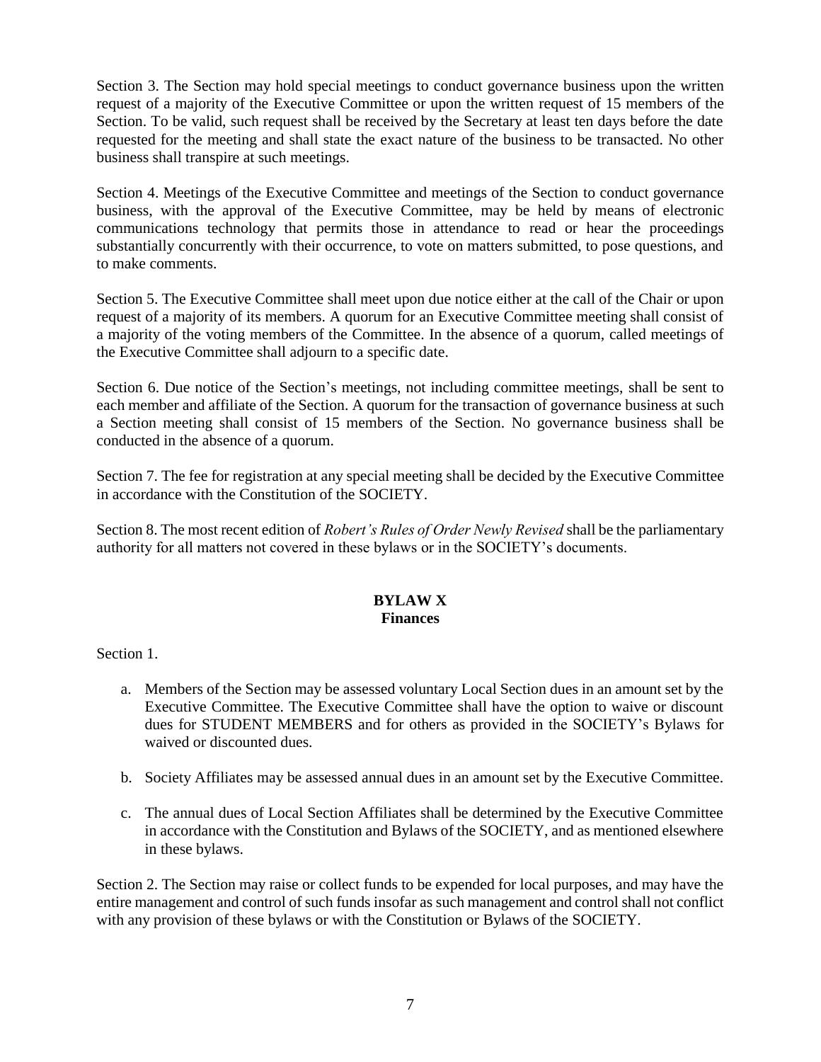Section 3. The Section may hold special meetings to conduct governance business upon the written request of a majority of the Executive Committee or upon the written request of 15 members of the Section. To be valid, such request shall be received by the Secretary at least ten days before the date requested for the meeting and shall state the exact nature of the business to be transacted. No other business shall transpire at such meetings.

Section 4. Meetings of the Executive Committee and meetings of the Section to conduct governance business, with the approval of the Executive Committee, may be held by means of electronic communications technology that permits those in attendance to read or hear the proceedings substantially concurrently with their occurrence, to vote on matters submitted, to pose questions, and to make comments.

Section 5. The Executive Committee shall meet upon due notice either at the call of the Chair or upon request of a majority of its members. A quorum for an Executive Committee meeting shall consist of a majority of the voting members of the Committee. In the absence of a quorum, called meetings of the Executive Committee shall adjourn to a specific date.

Section 6. Due notice of the Section's meetings, not including committee meetings, shall be sent to each member and affiliate of the Section. A quorum for the transaction of governance business at such a Section meeting shall consist of 15 members of the Section. No governance business shall be conducted in the absence of a quorum.

Section 7. The fee for registration at any special meeting shall be decided by the Executive Committee in accordance with the Constitution of the SOCIETY.

Section 8. The most recent edition of *Robert's Rules of Order Newly Revised* shall be the parliamentary authority for all matters not covered in these bylaws or in the SOCIETY's documents.

## BYLAW X
## Finances

Section 1.

a. Members of the Section may be assessed voluntary Local Section dues in an amount set by the Executive Committee. The Executive Committee shall have the option to waive or discount dues for STUDENT MEMBERS and for others as provided in the SOCIETY's Bylaws for waived or discounted dues.

b. Society Affiliates may be assessed annual dues in an amount set by the Executive Committee.

c. The annual dues of Local Section Affiliates shall be determined by the Executive Committee in accordance with the Constitution and Bylaws of the SOCIETY, and as mentioned elsewhere in these bylaws.

Section 2. The Section may raise or collect funds to be expended for local purposes, and may have the entire management and control of such funds insofar as such management and control shall not conflict with any provision of these bylaws or with the Constitution or Bylaws of the SOCIETY.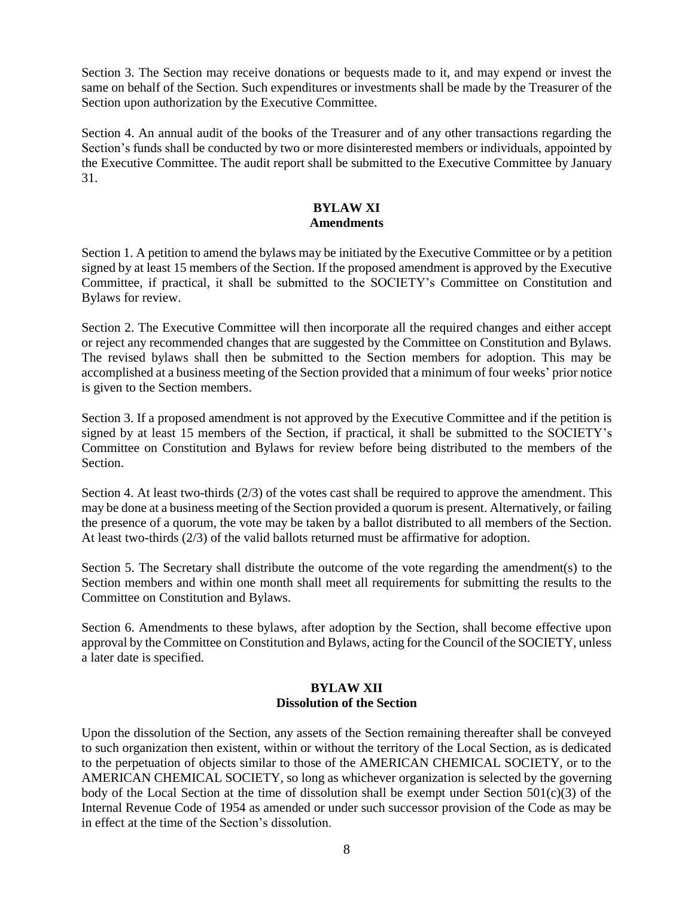Section 3. The Section may receive donations or bequests made to it, and may expend or invest the same on behalf of the Section. Such expenditures or investments shall be made by the Treasurer of the Section upon authorization by the Executive Committee.

Section 4. An annual audit of the books of the Treasurer and of any other transactions regarding the Section's funds shall be conducted by two or more disinterested members or individuals, appointed by the Executive Committee. The audit report shall be submitted to the Executive Committee by January 31.

## BYLAW XI
## Amendments

Section 1. A petition to amend the bylaws may be initiated by the Executive Committee or by a petition signed by at least 15 members of the Section. If the proposed amendment is approved by the Executive Committee, if practical, it shall be submitted to the SOCIETY's Committee on Constitution and Bylaws for review.

Section 2. The Executive Committee will then incorporate all the required changes and either accept or reject any recommended changes that are suggested by the Committee on Constitution and Bylaws. The revised bylaws shall then be submitted to the Section members for adoption. This may be accomplished at a business meeting of the Section provided that a minimum of four weeks' prior notice is given to the Section members.

Section 3. If a proposed amendment is not approved by the Executive Committee and if the petition is signed by at least 15 members of the Section, if practical, it shall be submitted to the SOCIETY's Committee on Constitution and Bylaws for review before being distributed to the members of the Section.

Section 4. At least two-thirds (2/3) of the votes cast shall be required to approve the amendment. This may be done at a business meeting of the Section provided a quorum is present. Alternatively, or failing the presence of a quorum, the vote may be taken by a ballot distributed to all members of the Section. At least two-thirds (2/3) of the valid ballots returned must be affirmative for adoption.

Section 5. The Secretary shall distribute the outcome of the vote regarding the amendment(s) to the Section members and within one month shall meet all requirements for submitting the results to the Committee on Constitution and Bylaws.

Section 6. Amendments to these bylaws, after adoption by the Section, shall become effective upon approval by the Committee on Constitution and Bylaws, acting for the Council of the SOCIETY, unless a later date is specified.

## BYLAW XII
## Dissolution of the Section

Upon the dissolution of the Section, any assets of the Section remaining thereafter shall be conveyed to such organization then existent, within or without the territory of the Local Section, as is dedicated to the perpetuation of objects similar to those of the AMERICAN CHEMICAL SOCIETY, or to the AMERICAN CHEMICAL SOCIETY, so long as whichever organization is selected by the governing body of the Local Section at the time of dissolution shall be exempt under Section 501(c)(3) of the Internal Revenue Code of 1954 as amended or under such successor provision of the Code as may be in effect at the time of the Section's dissolution.